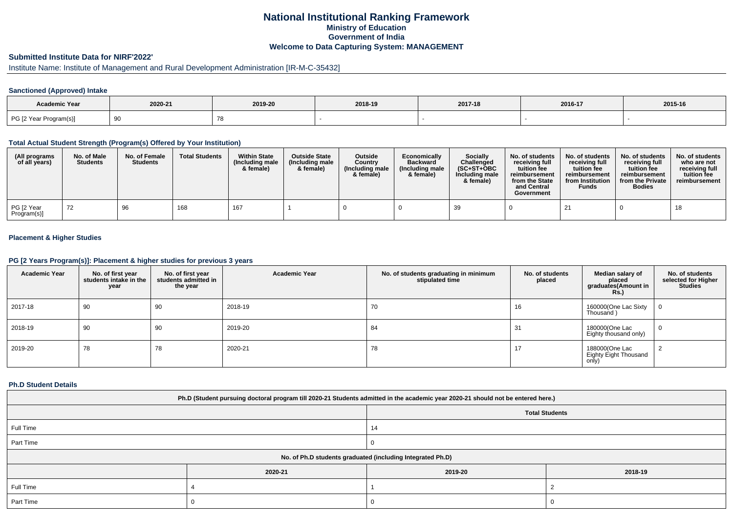# National Institutional Ranking Framework
## Ministry of Education
## Government of India
## Welcome to Data Capturing System: MANAGEMENT

**Submitted Institute Data for NIRF'2022'**

Institute Name: Institute of Management and Rural Development Administration [IR-M-C-35432]

### Sanctioned (Approved) Intake

| Academic Year | 2020-21 | 2019-20 | 2018-19 | 2017-18 | 2016-17 | 2015-16 |
|---|---|---|---|---|---|---|
| PG [2 Year Program(s)] | 90 | 78 | - | - | - | - |

### Total Actual Student Strength (Program(s) Offered by Your Institution)

| (All programs of all years) | No. of Male Students | No. of Female Students | Total Students | Within State (Including male & female) | Outside State (Including male & female) | Outside Country (Including male & female) | Economically Backward (Including male & female) | Socially Challenged (SC+ST+OBC Including male & female) | No. of students receiving full tuition fee reimbursement from the State and Central Government | No. of students receiving full tuition fee reimbursement from Institution Funds | No. of students receiving full tuition fee reimbursement from the Private Bodies | No. of students who are not receiving full tuition fee reimbursement |
|---|---|---|---|---|---|---|---|---|---|---|---|---|
| PG [2 Year Program(s)] | 72 | 96 | 168 | 167 | 1 | 0 | 0 | 39 | 0 | 21 | 0 | 18 |

### Placement & Higher Studies

### PG [2 Years Program(s)]: Placement & higher studies for previous 3 years

| Academic Year | No. of first year students intake in the year | No. of first year students admitted in the year | Academic Year | No. of students graduating in minimum stipulated time | No. of students placed | Median salary of placed graduates(Amount in Rs.) | No. of students selected for Higher Studies |
|---|---|---|---|---|---|---|---|
| 2017-18 | 90 | 90 | 2018-19 | 70 | 16 | 160000(One Lac Sixty Thousand ) | 0 |
| 2018-19 | 90 | 90 | 2019-20 | 84 | 31 | 180000(One Lac Eighty thousand only) | 0 |
| 2019-20 | 78 | 78 | 2020-21 | 78 | 17 | 188000(One Lac Eighty Eight Thousand only) | 2 |

### Ph.D Student Details

| Ph.D (Student pursuing doctoral program till 2020-21 Students admitted in the academic year 2020-21 should not be entered here.) | | | |
|---|---|---|---|
| | Total Students | | |
| Full Time | 14 | | |
| Part Time | 0 | | |
| No. of Ph.D students graduated (including Integrated Ph.D) | | | |
| | 2020-21 | 2019-20 | 2018-19 |
| Full Time | 4 | 1 | 2 |
| Part Time | 0 | 0 | 0 |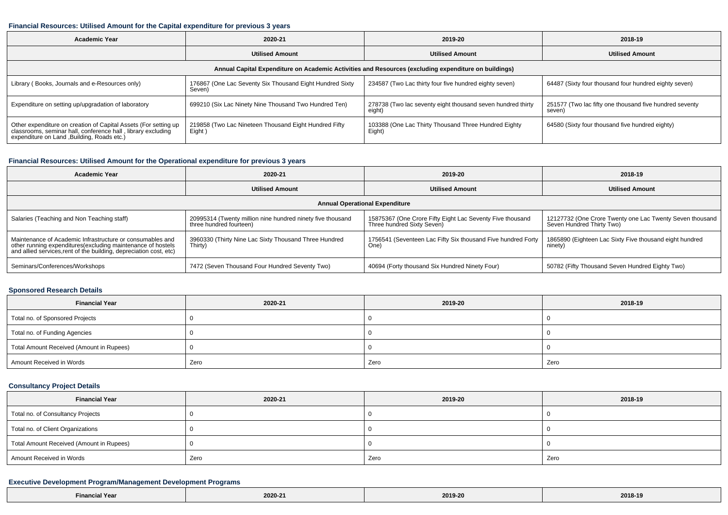### Financial Resources: Utilised Amount for the Capital expenditure for previous 3 years

| Academic Year | 2020-21 | 2019-20 | 2018-19 |
|---|---|---|---|
| | Utilised Amount | Utilised Amount | Utilised Amount |
| Annual Capital Expenditure on Academic Activities and Resources (excluding expenditure on buildings) | | | |
| Library ( Books, Journals and e-Resources only) | 176867 (One Lac Seventy Six Thousand Eight Hundred Sixty Seven) | 234587 (Two Lac thirty four five hundred eighty seven) | 64487 (Sixty four thousand four hundred eighty seven) |
| Expenditure on setting up/upgradation of laboratory | 699210 (Six Lac Ninety Nine Thousand Two Hundred Ten) | 278738 (Two lac seventy eight thousand seven hundred thirty eight) | 251577 (Two lac fifty one thousand five hundred seventy seven) |
| Other expenditure on creation of Capital Assets (For setting up classrooms, seminar hall, conference hall , library excluding expenditure on Land ,Building, Roads etc.) | 219858 (Two Lac Nineteen Thousand Eight Hundred Fifty Eight ) | 103388 (One Lac Thirty Thousand Three Hundred Eighty Eight) | 64580 (Sixty four thousand five hundred eighty) |

### Financial Resources: Utilised Amount for the Operational expenditure for previous 3 years

| Academic Year | 2020-21 | 2019-20 | 2018-19 |
|---|---|---|---|
| | Utilised Amount | Utilised Amount | Utilised Amount |
| Annual Operational Expenditure | | | |
| Salaries (Teaching and Non Teaching staff) | 20995314 (Twenty million nine hundred ninety five thousand three hundred fourteen) | 15875367 (One Crore Fifty Eight Lac Seventy Five thousand Three hundred Sixty Seven) | 12127732 (One Crore Twenty one Lac Twenty Seven thousand Seven Hundred Thirty Two) |
| Maintenance of Academic Infrastructure or consumables and other running expenditures(excluding maintenance of hostels and allied services,rent of the building, depreciation cost, etc) | 3960330 (Thirty Nine Lac Sixty Thousand Three Hundred Thirty) | 1756541 (Seventeen Lac Fifty Six thousand Five hundred Forty One) | 1865890 (Eighteen Lac Sixty Five thousand eight hundred ninety) |
| Seminars/Conferences/Workshops | 7472 (Seven Thousand Four Hundred Seventy Two) | 40694 (Forty thousand Six Hundred Ninety Four) | 50782 (Fifty Thousand Seven Hundred Eighty Two) |

### Sponsored Research Details

| Financial Year | 2020-21 | 2019-20 | 2018-19 |
|---|---|---|---|
| Total no. of Sponsored Projects | 0 | 0 | 0 |
| Total no. of Funding Agencies | 0 | 0 | 0 |
| Total Amount Received (Amount in Rupees) | 0 | 0 | 0 |
| Amount Received in Words | Zero | Zero | Zero |

### Consultancy Project Details

| Financial Year | 2020-21 | 2019-20 | 2018-19 |
|---|---|---|---|
| Total no. of Consultancy Projects | 0 | 0 | 0 |
| Total no. of Client Organizations | 0 | 0 | 0 |
| Total Amount Received (Amount in Rupees) | 0 | 0 | 0 |
| Amount Received in Words | Zero | Zero | Zero |

### Executive Development Program/Management Development Programs

| Financial Year | 2020-21 | 2019-20 | 2018-19 |
|---|---|---|---|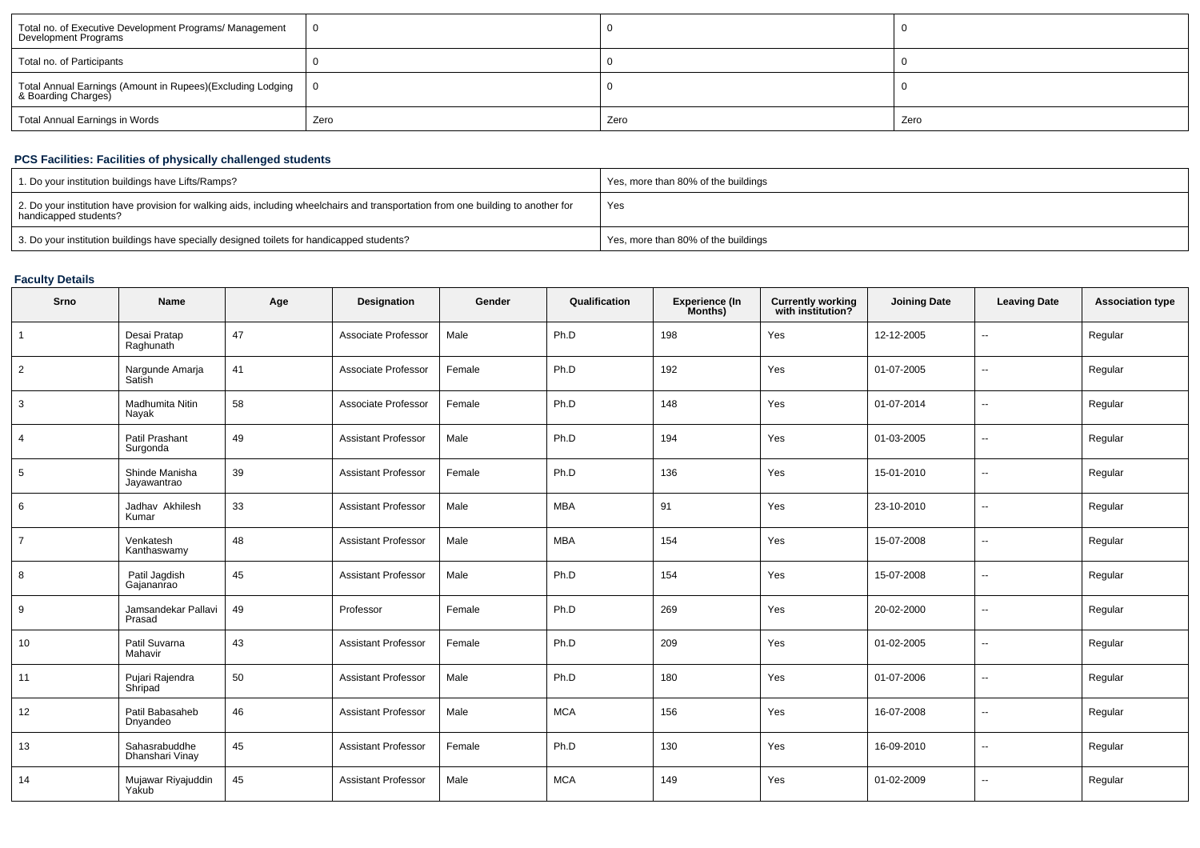| Total no. of Executive Development Programs/ Management Development Programs | 0 | 0 | 0 |
|---|---|---|---|
| Total no. of Participants | 0 | 0 | 0 |
| Total Annual Earnings (Amount in Rupees)(Excluding Lodging & Boarding Charges) | 0 | 0 | 0 |
| Total Annual Earnings in Words | Zero | Zero | Zero |

## PCS Facilities: Facilities of physically challenged students

| 1. Do your institution buildings have Lifts/Ramps? | Yes, more than 80% of the buildings |
|---|---|
| 2. Do your institution have provision for walking aids, including wheelchairs and transportation from one building to another for handicapped students? | Yes |
| 3. Do your institution buildings have specially designed toilets for handicapped students? | Yes, more than 80% of the buildings |

## Faculty Details

| Srno | Name | Age | Designation | Gender | Qualification | Experience (In Months) | Currently working with institution? | Joining Date | Leaving Date | Association type |
|---|---|---|---|---|---|---|---|---|---|---|
| 1 | Desai Pratap Raghunath | 47 | Associate Professor | Male | Ph.D | 198 | Yes | 12-12-2005 | -- | Regular |
| 2 | Nargunde Amarja Satish | 41 | Associate Professor | Female | Ph.D | 192 | Yes | 01-07-2005 | -- | Regular |
| 3 | Madhumita Nitin Nayak | 58 | Associate Professor | Female | Ph.D | 148 | Yes | 01-07-2014 | -- | Regular |
| 4 | Patil Prashant Surgonda | 49 | Assistant Professor | Male | Ph.D | 194 | Yes | 01-03-2005 | -- | Regular |
| 5 | Shinde Manisha Jayawantrao | 39 | Assistant Professor | Female | Ph.D | 136 | Yes | 15-01-2010 | -- | Regular |
| 6 | Jadhav Akhilesh Kumar | 33 | Assistant Professor | Male | MBA | 91 | Yes | 23-10-2010 | -- | Regular |
| 7 | Venkatesh Kanthaswamy | 48 | Assistant Professor | Male | MBA | 154 | Yes | 15-07-2008 | -- | Regular |
| 8 | Patil Jagdish Gajananrao | 45 | Assistant Professor | Male | Ph.D | 154 | Yes | 15-07-2008 | -- | Regular |
| 9 | Jamsandekar Pallavi Prasad | 49 | Professor | Female | Ph.D | 269 | Yes | 20-02-2000 | -- | Regular |
| 10 | Patil Suvarna Mahavir | 43 | Assistant Professor | Female | Ph.D | 209 | Yes | 01-02-2005 | -- | Regular |
| 11 | Pujari Rajendra Shripad | 50 | Assistant Professor | Male | Ph.D | 180 | Yes | 01-07-2006 | -- | Regular |
| 12 | Patil Babasaheb Dnyandeo | 46 | Assistant Professor | Male | MCA | 156 | Yes | 16-07-2008 | -- | Regular |
| 13 | Sahasrabuddhe Dhanshari Vinay | 45 | Assistant Professor | Female | Ph.D | 130 | Yes | 16-09-2010 | -- | Regular |
| 14 | Mujawar Riyajuddin Yakub | 45 | Assistant Professor | Male | MCA | 149 | Yes | 01-02-2009 | -- | Regular |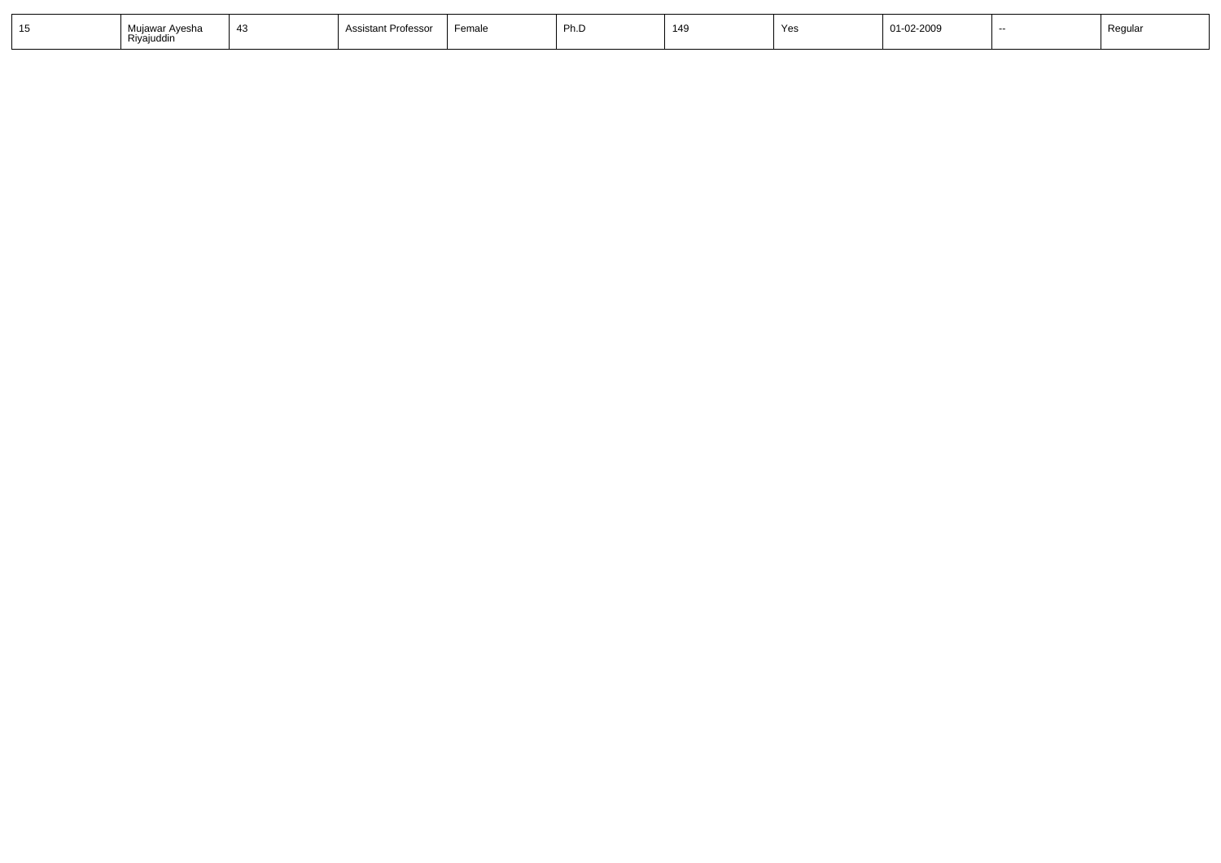| | | | | | | | | | | |
|---|---|---|---|---|---|---|---|---|---|---|
| 15 | Mujawar Ayesha Riyajuddin | 43 | Assistant Professor | Female | Ph.D | 149 | Yes | 01-02-2009 | -- | Regular |